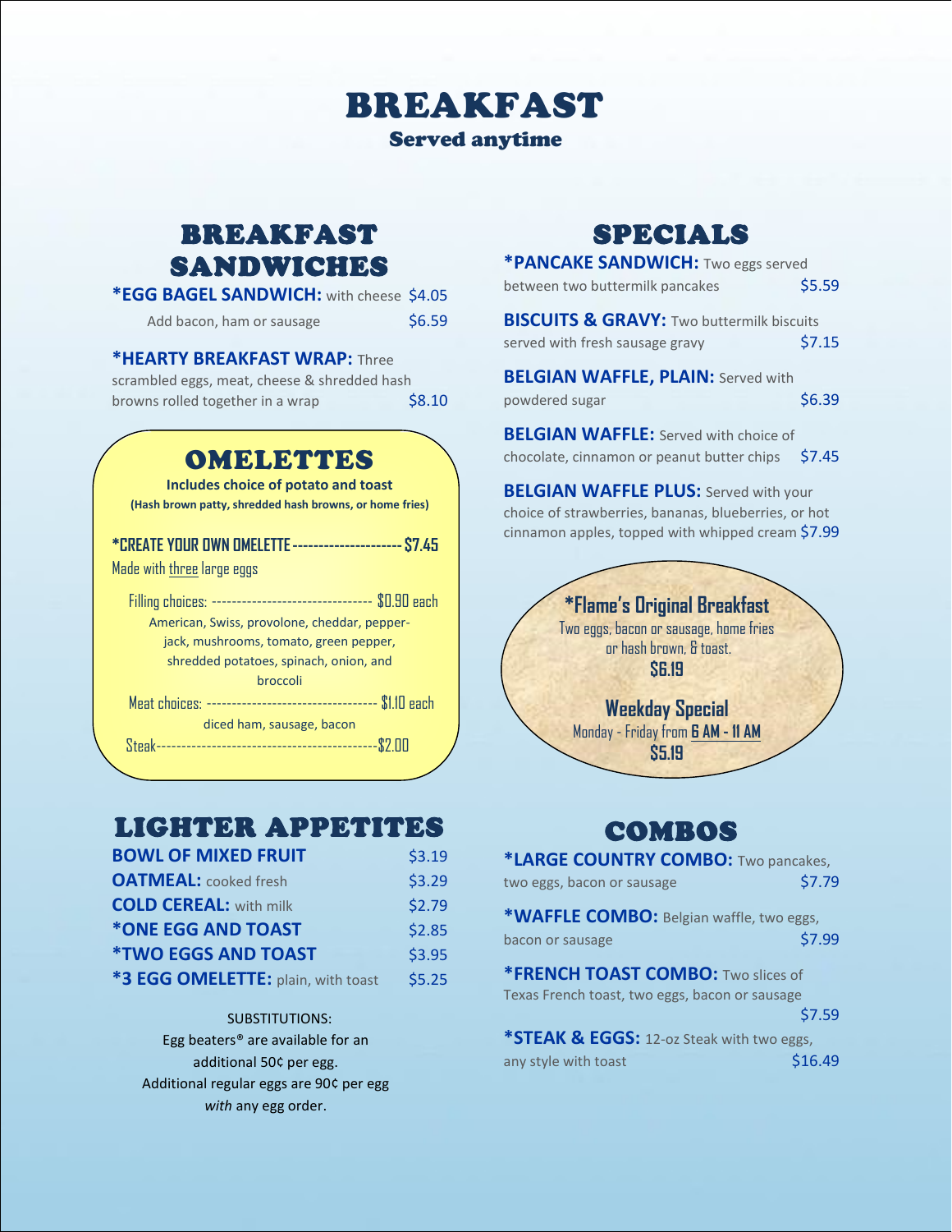# BREAKFAST

**Served anytime**

## BREAKFAST SANDWICHES

**\*EGG BAGEL SANDWICH:** with cheese $4.05

Add bacon, ham or sausage $6.59

**\*HEARTY BREAKFAST WRAP:** Three scrambled eggs, meat, cheese & shredded hash browns rolled together in a wrap $8.10

## OMELETTES

**Includes choice of potato and toast**

**(Hash brown patty, shredded hash browns, or home fries)**

**\*CREATE YOUR OWN OMELETTE -------------------- $7.45**

Made with three large eggs

Filling choices: ------------------------------ $0.90 each

American, Swiss, provolone, cheddar, pepper-jack, mushrooms, tomato, green pepper, shredded potatoes, spinach, onion, and broccoli

Meat choices: -------------------------------- $1.10 each

diced ham, sausage, bacon

Steak------------------------------------------$2.00

## LIGHTER APPETITES

| | |
|---|---|
| **BOWL OF MIXED FRUIT** | $3.19 |
| **OATMEAL:** cooked fresh | $3.29 |
| **COLD CEREAL:** with milk | $2.79 |
| **\*ONE EGG AND TOAST** | $2.85 |
| **\*TWO EGGS AND TOAST** | $3.95 |
| **\*3 EGG OMELETTE:** plain, with toast | $5.25 |

SUBSTITUTIONS:

Egg beaters® are available for an additional 50¢ per egg.

Additional regular eggs are 90¢ per egg *with* any egg order.

## SPECIALS

**\*PANCAKE SANDWICH:** Two eggs served between two buttermilk pancakes $5.59

**BISCUITS & GRAVY:** Two buttermilk biscuits served with fresh sausage gravy $7.15

**BELGIAN WAFFLE, PLAIN:** Served with powdered sugar $6.39

**BELGIAN WAFFLE:** Served with choice of chocolate, cinnamon or peanut butter chips $7.45

**BELGIAN WAFFLE PLUS:** Served with your choice of strawberries, bananas, blueberries, or hot cinnamon apples, topped with whipped cream $7.99

**\*Flame's Original Breakfast**

Two eggs, bacon or sausage, home fries or hash brown, & toast.

**$6.19**

**Weekday Special**

Monday - Friday from **6 AM - 11 AM**

**$5.19**

## COMBOS

**\*LARGE COUNTRY COMBO:** Two pancakes, two eggs, bacon or sausage $7.79

**\*WAFFLE COMBO:** Belgian waffle, two eggs, bacon or sausage $7.99

**\*FRENCH TOAST COMBO:** Two slices of Texas French toast, two eggs, bacon or sausage $7.59

**\*STEAK & EGGS:** 12-oz Steak with two eggs, any style with toast $16.49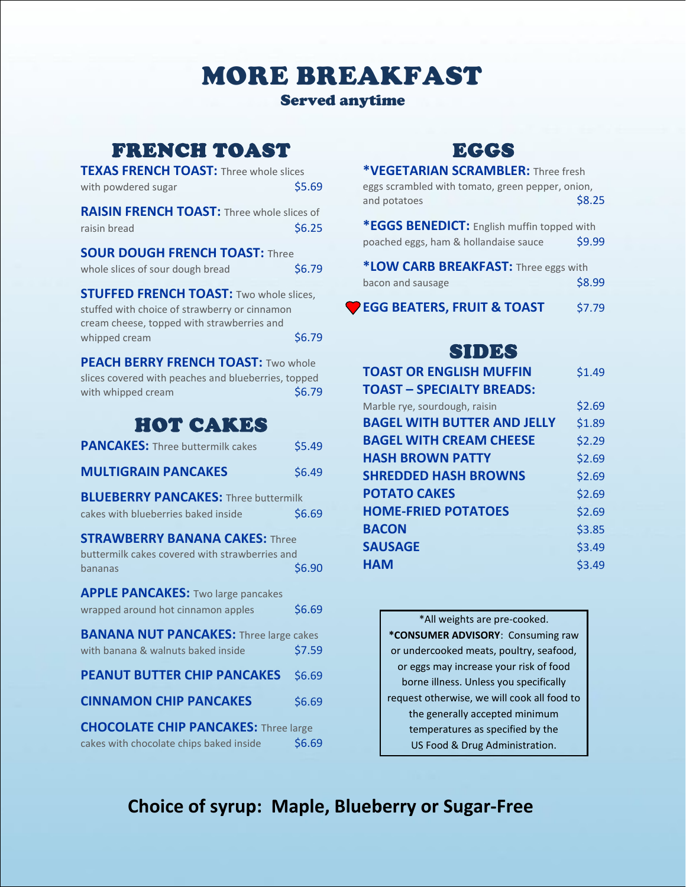# MORE BREAKFAST

**Served anytime**

## FRENCH TOAST

**TEXAS FRENCH TOAST:** Three whole slices with powdered sugar $5.69

**RAISIN FRENCH TOAST:** Three whole slices of raisin bread $6.25

**SOUR DOUGH FRENCH TOAST:** Three whole slices of sour dough bread $6.79

**STUFFED FRENCH TOAST:** Two whole slices, stuffed with choice of strawberry or cinnamon cream cheese, topped with strawberries and whipped cream $6.79

**PEACH BERRY FRENCH TOAST:** Two whole slices covered with peaches and blueberries, topped with whipped cream $6.79

## HOT CAKES

**PANCAKES:** Three buttermilk cakes $5.49

**MULTIGRAIN PANCAKES** $6.49

**BLUEBERRY PANCAKES:** Three buttermilk cakes with blueberries baked inside $6.69

**STRAWBERRY BANANA CAKES:** Three buttermilk cakes covered with strawberries and bananas $6.90

**APPLE PANCAKES:** Two large pancakes wrapped around hot cinnamon apples $6.69

**BANANA NUT PANCAKES:** Three large cakes with banana & walnuts baked inside $7.59

**PEANUT BUTTER CHIP PANCAKES** $6.69

**CINNAMON CHIP PANCAKES** $6.69

**CHOCOLATE CHIP PANCAKES:** Three large cakes with chocolate chips baked inside $6.69

## EGGS

**\*VEGETARIAN SCRAMBLER:** Three fresh eggs scrambled with tomato, green pepper, onion, and potatoes $8.25

**\*EGGS BENEDICT:** English muffin topped with poached eggs, ham & hollandaise sauce $9.99

**\*LOW CARB BREAKFAST:** Three eggs with bacon and sausage $8.99

♥ **EGG BEATERS, FRUIT & TOAST** $7.79

## SIDES

| | |
|---|---|
| **TOAST OR ENGLISH MUFFIN** | $1.49 |
| **TOAST – SPECIALTY BREADS:** Marble rye, sourdough, raisin | $2.69 |
| **BAGEL WITH BUTTER AND JELLY** | $1.89 |
| **BAGEL WITH CREAM CHEESE** | $2.29 |
| **HASH BROWN PATTY** | $2.69 |
| **SHREDDED HASH BROWNS** | $2.69 |
| **POTATO CAKES** | $2.69 |
| **HOME-FRIED POTATOES** | $2.69 |
| **BACON** | $3.85 |
| **SAUSAGE** | $3.49 |
| **HAM** | $3.49 |

\*All weights are pre-cooked.
**\*CONSUMER ADVISORY**: Consuming raw or undercooked meats, poultry, seafood, or eggs may increase your risk of food borne illness. Unless you specifically request otherwise, we will cook all food to the generally accepted minimum temperatures as specified by the US Food & Drug Administration.

**Choice of syrup: Maple, Blueberry or Sugar-Free**